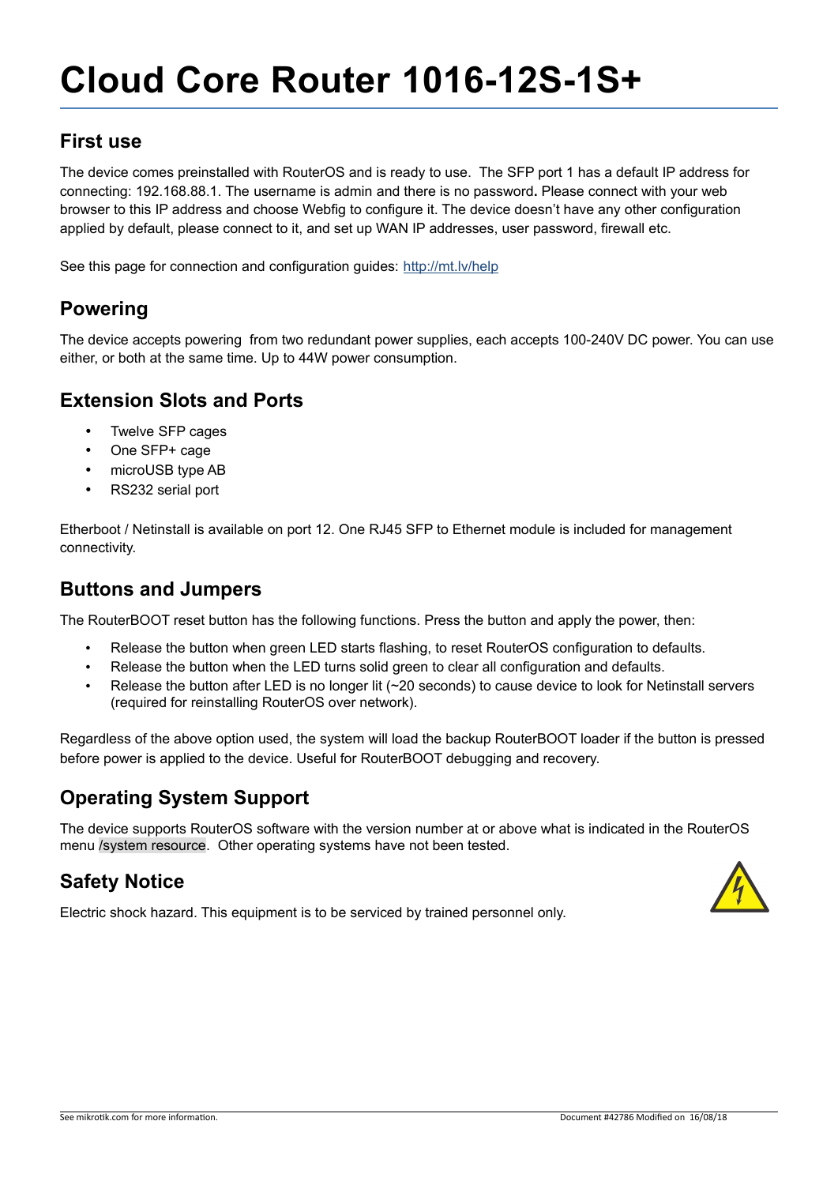# Cloud Core Router 1016-12S-1S+

## First use

The device comes preinstalled with RouterOS and is ready to use. The SFP port 1 has a default IP address for connecting: 192.168.88.1. The username is admin and there is no password. Please connect with your web browser to this IP address and choose Webfig to configure it. The device doesn't have any other configuration applied by default, please connect to it, and set up WAN IP addresses, user password, firewall etc.

See this page for connection and configuration guides: http://mt.lv/help

## Powering

The device accepts powering from two redundant power supplies, each accepts 100-240V DC power. You can use either, or both at the same time. Up to 44W power consumption.

## Extension Slots and Ports

- Twelve SFP cages
- One SFP+ cage
- microUSB type AB
- RS232 serial port

Etherboot / Netinstall is available on port 12. One RJ45 SFP to Ethernet module is included for management connectivity.

## Buttons and Jumpers

The RouterBOOT reset button has the following functions. Press the button and apply the power, then:

- Release the button when green LED starts flashing, to reset RouterOS configuration to defaults.
- Release the button when the LED turns solid green to clear all configuration and defaults.
- Release the button after LED is no longer lit (~20 seconds) to cause device to look for Netinstall servers (required for reinstalling RouterOS over network).

Regardless of the above option used, the system will load the backup RouterBOOT loader if the button is pressed before power is applied to the device. Useful for RouterBOOT debugging and recovery.

## Operating System Support

The device supports RouterOS software with the version number at or above what is indicated in the RouterOS menu /system resource. Other operating systems have not been tested.

## Safety Notice

Electric shock hazard. This equipment is to be serviced by trained personnel only.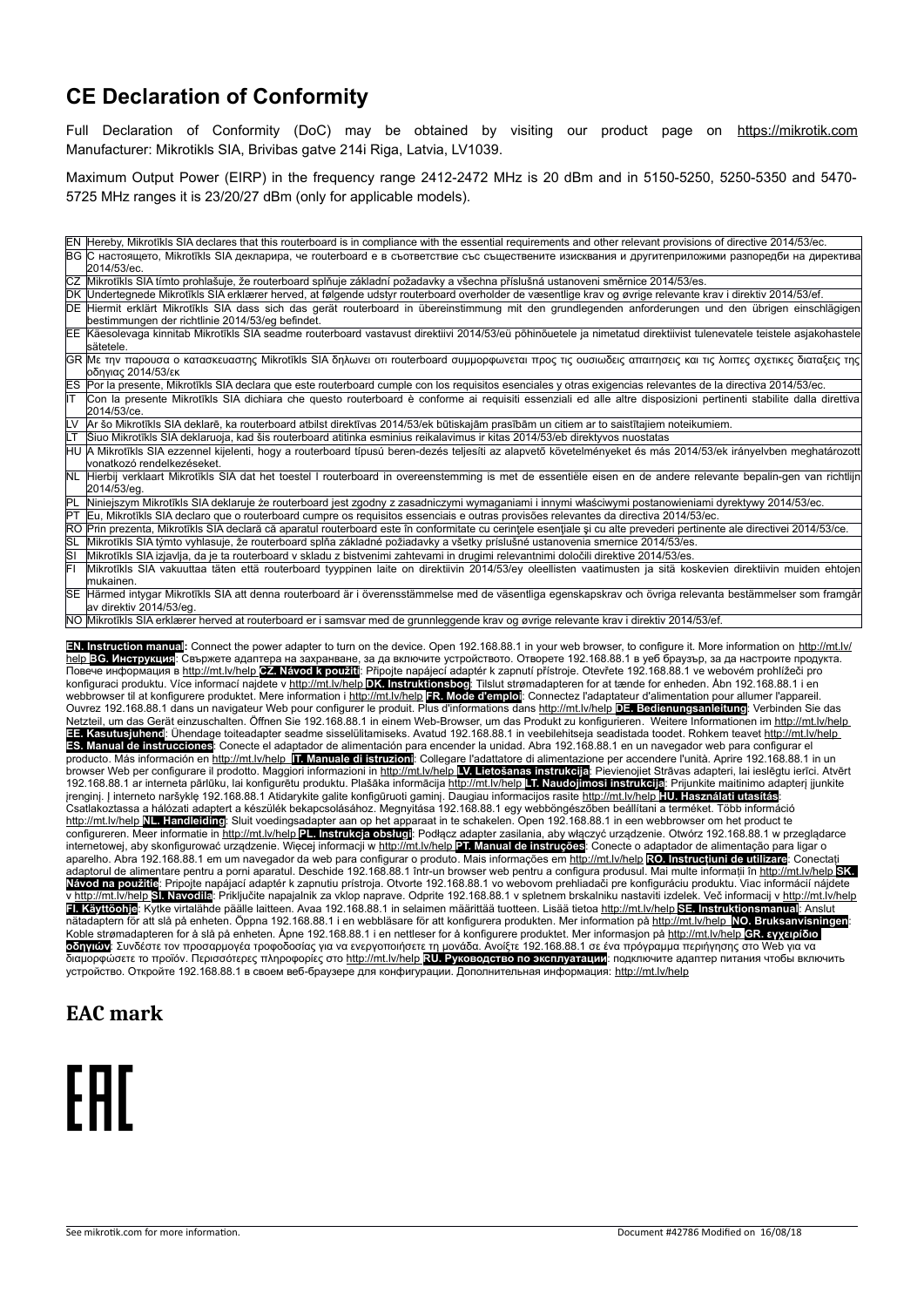# CE Declaration of Conformity

Full Declaration of Conformity (DoC) may be obtained by visiting our product page on https://mikrotik.com Manufacturer: Mikrotikls SIA, Brivibas gatve 214i Riga, Latvia, LV1039.

Maximum Output Power (EIRP) in the frequency range 2412-2472 MHz is 20 dBm and in 5150-5250, 5250-5350 and 5470-5725 MHz ranges it is 23/20/27 dBm (only for applicable models).

| | |
|---|---|
| EN | Hereby, Mikrotīkls SIA declares that this routerboard is in compliance with the essential requirements and other relevant provisions of directive 2014/53/ec. |
| BG | С настоящето, Mikrotīkls SIA декларира, че routerboard е в съответствие със съществените изисквания и другитеприложими разпоредби на директива 2014/53/ec. |
| CZ | Mikrotīkls SIA tímto prohlašuje, že routerboard splňuje základní požadavky a všechna příslušná ustanoveni směrnice 2014/53/es. |
| DK | Undertegnede Mikrotīkls SIA erklærer herved, at følgende udstyr routerboard overholder de væsentlige krav og øvrige relevante krav i direktiv 2014/53/ef. |
| DE | Hiermit erklärt Mikrotīkls SIA dass sich das gerät routerboard in übereinstimmung mit den grundlegenden anforderungen und den übrigen einschlägigen bestimmungen der richtlinie 2014/53/eg befindet. |
| EE | Käesolevaga kinnitab Mikrotīkls SIA seadme routerboard vastavust direktiivi 2014/53/eü põhinõuetele ja nimetatud direktiivist tulenevatele teistele asjakohastele sätetele. |
| GR | Με την παρουσα ο κατασκευαστης Mikrotīkls SIA δηλωνει οτι routerboard συμμορφωνεται προς τις ουσιωδεις απαιτησεις και τις λοιπες σχετικες διαταξεις της οδηγιας 2014/53/εκ |
| ES | Por la presente, Mikrotīkls SIA declara que este routerboard cumple con los requisitos esenciales y otras exigencias relevantes de la directiva 2014/53/ec. |
| IT | Con la presente Mikrotīkls SIA dichiara che questo routerboard è conforme ai requisiti essenziali ed alle altre disposizioni pertinenti stabilite dalla direttiva 2014/53/ce. |
| LV | Ar šo Mikrotīkls SIA deklarē, ka routerboard atbilst direktīvas 2014/53/ek būtiskajām prasībām un citiem ar to saistītajiem noteikumiem. |
| LT | Šiuo Mikrotīkls SIA deklaruoja, kad šis routerboard atitinka esminius reikalavimus ir kitas 2014/53/eb direktyvos nuostatas |
| HU | A Mikrotīkls SIA ezzennel kijelenti, hogy a routerboard típusú beren-dezés teljesíti az alapvető követelményeket és más 2014/53/ek irányelvben meghatározott vonatkozó rendelkezéseket. |
| NL | Hierbij verklaart Mikrotīkls SIA dat het toestel I routerboard in overeenstemming is met de essentiële eisen en de andere relevante bepalin-gen van richtlijn 2014/53/eg. |
| PL | Niniejszym Mikrotīkls SIA deklaruje że routerboard jest zgodny z zasadniczymi wymaganiami i innymi właściwymi postanowieniami dyrektywy 2014/53/ec. |
| PT | Eu, Mikrotīkls SIA declaro que o routerboard cumpre os requisitos essenciais e outras provisões relevantes da directiva 2014/53/ec. |
| RO | Prin prezenta, Mikrotīkls SIA declară că aparatul routerboard este în conformitate cu cerinţele esenţiale şi cu alte prevederi pertinente ale directivei 2014/53/ce. |
| SL | Mikrotīkls SIA týmto vyhlasuje, že routerboard spĺňa základné požiadavky a všetky príslušné ustanovenia smernice 2014/53/es. |
| SI | Mikrotīkls SIA izjavlja, da je ta routerboard v skladu z bistvenimi zahtevami in drugimi relevantnimi določili direktive 2014/53/es. |
| FI | Mikrotīkls SIA vakuuttaa täten että routerboard tyyppinen laite on direktiivin 2014/53/ey oleellisten vaatimusten ja sitä koskevien direktiivin muiden ehtojen mukainen. |
| SE | Härmed intygar Mikrotīkls SIA att denna routerboard är i överensstämmelse med de väsentliga egenskapskrav och övriga relevanta bestämmelser som framgår av direktiv 2014/53/eg. |
| NO | Mikrotīkls SIA erklærer herved at routerboard er i samsvar med de grunnleggende krav og øvrige relevante krav i direktiv 2014/53/ef. |

**EN. Instruction manual**: Connect the power adapter to turn on the device. Open 192.168.88.1 in your web browser, to configure it. More information on http://mt.lv/help **BG. Инструкция**: Свържете адаптера на захранване, за да включите устройството. Отворете 192.168.88.1 в уеб браузър, за да настроите продукта. Повече информация в http://mt.lv/help **CZ. Návod k použití**: Připojte napájecí adaptér k zapnutí přístroje. Otevřete 192.168.88.1 ve webovém prohlížeči pro konfiguraci produktu. Více informací najdete v http://mt.lv/help **DK. Instruktionsbog**: Tilslut strømadapteren for at tænde for enheden. Åbn 192.168.88.1 i en webbrowser til at konfigurere produktet. Mere information i http://mt.lv/help **FR. Mode d'emploi**: Connectez l'adaptateur d'alimentation pour allumer l'appareil. Ouvrez 192.168.88.1 dans un navigateur Web pour configurer le produit. Plus d'informations dans http://mt.lv/help **DE. Bedienungsanleitung**: Verbinden Sie das Netzteil, um das Gerät einzuschalten. Öffnen Sie 192.168.88.1 in einem Web-Browser, um das Produkt zu konfigurieren. Weitere Informationen im http://mt.lv/help **EE. Kasutusjuhend**: Ühendage toiteadapter seadme sisselülitamiseks. Avatud 192.168.88.1 in veebilehitseja seadistada toodet. Rohkem teavet http://mt.lv/help **ES. Manual de instrucciones**: Conecte el adaptador de alimentación para encender la unidad. Abra 192.168.88.1 en un navegador web para configurar el producto. Más información en http://mt.lv/help **IT. Manuale di istruzioni**: Collegare l'adattatore di alimentazione per accendere l'unità. Aprire 192.168.88.1 in un browser Web per configurare il prodotto. Maggiori informazioni in http://mt.lv/help **LV. Lietošanas instrukcija**: Pievienojiet Strāvas adapteri, lai ieslēgtu ierīci. Atvērt 192.168.88.1 ar interneta pārlūku, lai konfigurētu produktu. Plašāka informācija http://mt.lv/help **LT. Naudojimosi instrukcija**: Prijunkite maitinimo adapterį įjunkite įrenginį. Į interneto naršyklę 192.168.88.1 Atidarykite galite konfigūruoti gaminį. Daugiau informacijos rasite http://mt.lv/help **HU. Használati utasítás**: Csatlakoztassa a hálózati adaptert a készülék bekapcsolásához. Megnyitása 192.168.88.1 egy webböngészőben beállítani a terméket. Több információ http://mt.lv/help **NL. Handleiding**: Sluit voedingsadapter aan op het apparaat in te schakelen. Open 192.168.88.1 in een webbrowser om het product te configureren. Meer informatie in http://mt.lv/help **PL. Instrukcja obsługi**: Podłącz adapter zasilania, aby włączyć urządzenie. Otwórz 192.168.88.1 w przeglądarce internetowej, aby skonfigurować urządzenie. Więcej informacji w http://mt.lv/help **PT. Manual de instruções**: Conecte o adaptador de alimentação para ligar o aparelho. Abra 192.168.88.1 em um navegador da web para configurar o produto. Mais informações em http://mt.lv/help **RO. Instrucţiuni de utilizare**: Conectaţi adaptorul de alimentare pentru a porni aparatul. Deschide 192.168.88.1 într-un browser web pentru a configura produsul. Mai multe informaţii în http://mt.lv/help **SK. Návod na použitie**: Pripojte napájací adaptér k zapnutiu prístroja. Otvorte 192.168.88.1 vo webovom prehliadači pre konfiguráciu produktu. Viac informácií nájdete v http://mt.lv/help **SI. Navodila**: Priključite napajalnik za vklop naprave. Odprite 192.168.88.1 v spletnem brskalniku nastaviti izdelek. Več informacij v http://mt.lv/help **FI. Käyttöohje**: Kytke virtalähde päälle laitteen. Avaa 192.168.88.1 in selaimen määrittää tuotteen. Lisää tietoa http://mt.lv/help **SE. Instruktionsmanual**: Anslut nätadaptern för att slå på enheten. Öppna 192.168.88.1 i en webbläsare för att konfigurera produkten. Mer information på http://mt.lv/help **NO. Bruksanvisningen**: Koble strømadapteren for å slå på enheten. Åpne 192.168.88.1 i en nettleser for å konfigurere produktet. Mer informasjon på http://mt.lv/help **GR. εγχειρίδιο οδηγιών**: Συνδέστε τον προσαρμογέα τροφοδοσίας για να ενεργοποιήσετε τη μονάδα. Ανοίξτε 192.168.88.1 σε ένα πρόγραμμα περιήγησης στο Web για να διαμορφώσετε το προϊόν. Περισσότερες πληροφορίες στο http://mt.lv/help **RU. Руководство по эксплуатации**: подключите адаптер питания чтобы включить устройство. Откройте 192.168.88.1 в своем веб-браузере для конфигурации. Дополнительная информация: http://mt.lv/help

## EAC mark

EAC